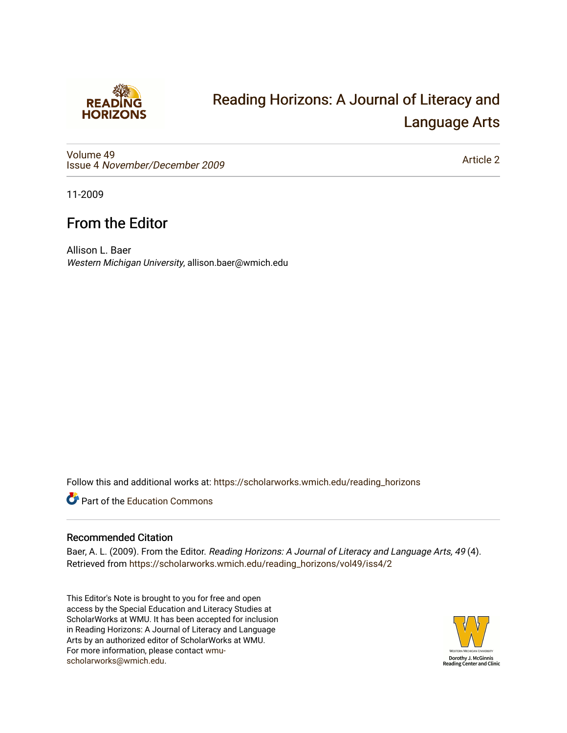# Reading Horizons: A Journal of Literacy and Language Arts

Volume 49
Issue 4 *November/December 2009*

Article 2

11-2009

## From the Editor

Allison L. Baer
*Western Michigan University*, allison.baer@wmich.edu

Follow this and additional works at: https://scholarworks.wmich.edu/reading_horizons

Part of the Education Commons

### Recommended Citation

Baer, A. L. (2009). From the Editor. *Reading Horizons: A Journal of Literacy and Language Arts, 49* (4). Retrieved from https://scholarworks.wmich.edu/reading_horizons/vol49/iss4/2

This Editor's Note is brought to you for free and open access by the Special Education and Literacy Studies at ScholarWorks at WMU. It has been accepted for inclusion in Reading Horizons: A Journal of Literacy and Language Arts by an authorized editor of ScholarWorks at WMU. For more information, please contact wmu-scholarworks@wmich.edu.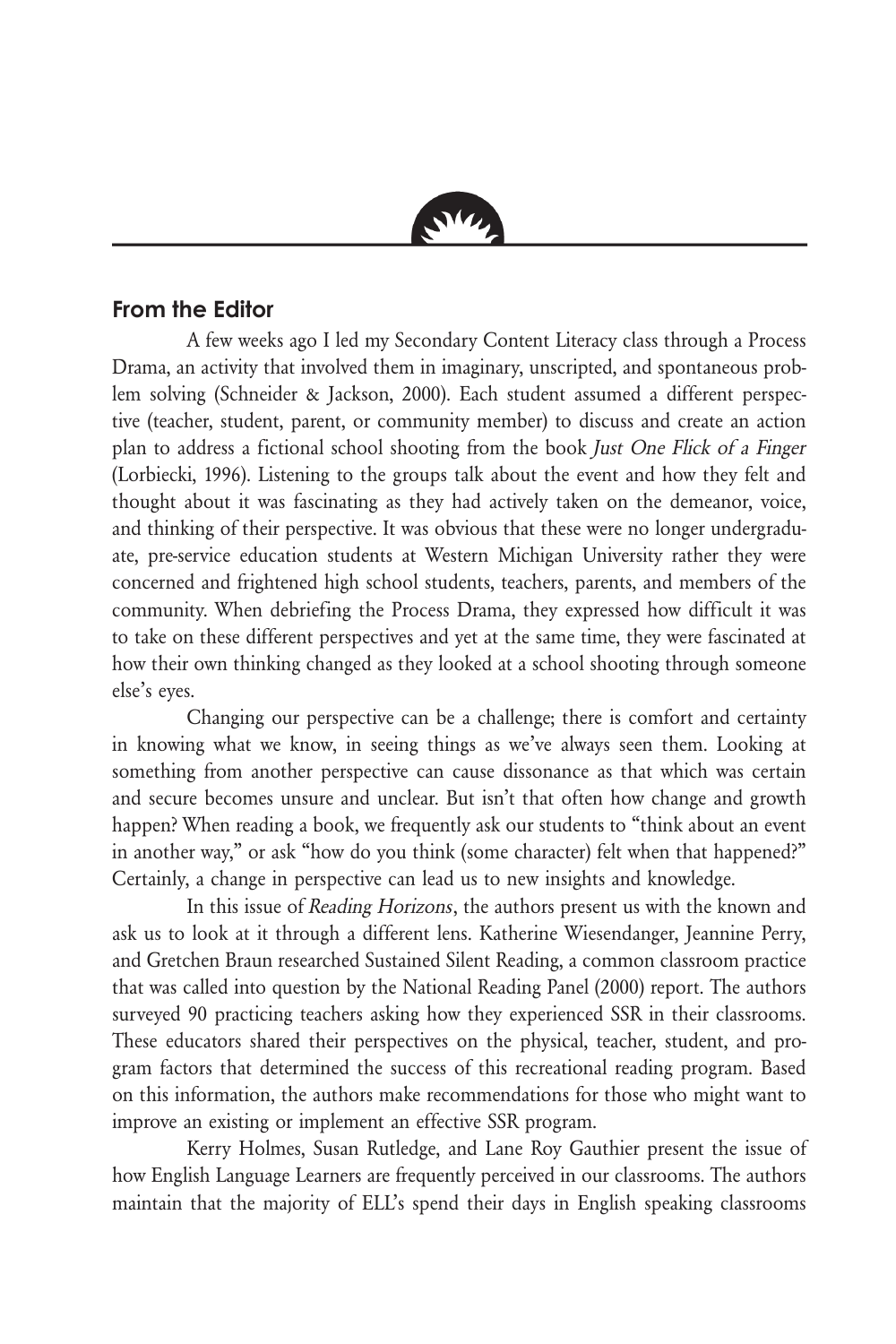## From the Editor

A few weeks ago I led my Secondary Content Literacy class through a Process Drama, an activity that involved them in imaginary, unscripted, and spontaneous problem solving (Schneider & Jackson, 2000). Each student assumed a different perspective (teacher, student, parent, or community member) to discuss and create an action plan to address a fictional school shooting from the book *Just One Flick of a Finger* (Lorbiecki, 1996). Listening to the groups talk about the event and how they felt and thought about it was fascinating as they had actively taken on the demeanor, voice, and thinking of their perspective. It was obvious that these were no longer undergraduate, pre-service education students at Western Michigan University rather they were concerned and frightened high school students, teachers, parents, and members of the community. When debriefing the Process Drama, they expressed how difficult it was to take on these different perspectives and yet at the same time, they were fascinated at how their own thinking changed as they looked at a school shooting through someone else's eyes.

Changing our perspective can be a challenge; there is comfort and certainty in knowing what we know, in seeing things as we've always seen them. Looking at something from another perspective can cause dissonance as that which was certain and secure becomes unsure and unclear. But isn't that often how change and growth happen? When reading a book, we frequently ask our students to "think about an event in another way," or ask "how do you think (some character) felt when that happened?" Certainly, a change in perspective can lead us to new insights and knowledge.

In this issue of *Reading Horizons*, the authors present us with the known and ask us to look at it through a different lens. Katherine Wiesendanger, Jeannine Perry, and Gretchen Braun researched Sustained Silent Reading, a common classroom practice that was called into question by the National Reading Panel (2000) report. The authors surveyed 90 practicing teachers asking how they experienced SSR in their classrooms. These educators shared their perspectives on the physical, teacher, student, and program factors that determined the success of this recreational reading program. Based on this information, the authors make recommendations for those who might want to improve an existing or implement an effective SSR program.

Kerry Holmes, Susan Rutledge, and Lane Roy Gauthier present the issue of how English Language Learners are frequently perceived in our classrooms. The authors maintain that the majority of ELL's spend their days in English speaking classrooms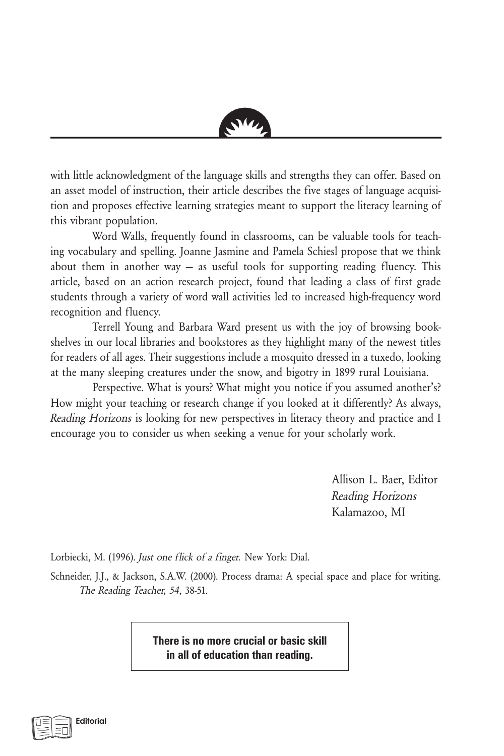with little acknowledgment of the language skills and strengths they can offer. Based on an asset model of instruction, their article describes the five stages of language acquisition and proposes effective learning strategies meant to support the literacy learning of this vibrant population.

Word Walls, frequently found in classrooms, can be valuable tools for teaching vocabulary and spelling. Joanne Jasmine and Pamela Schiesl propose that we think about them in another way – as useful tools for supporting reading fluency. This article, based on an action research project, found that leading a class of first grade students through a variety of word wall activities led to increased high-frequency word recognition and fluency.

Terrell Young and Barbara Ward present us with the joy of browsing bookshelves in our local libraries and bookstores as they highlight many of the newest titles for readers of all ages. Their suggestions include a mosquito dressed in a tuxedo, looking at the many sleeping creatures under the snow, and bigotry in 1899 rural Louisiana.

Perspective. What is yours? What might you notice if you assumed another's? How might your teaching or research change if you looked at it differently? As always, *Reading Horizons* is looking for new perspectives in literacy theory and practice and I encourage you to consider us when seeking a venue for your scholarly work.

Allison L. Baer, Editor
*Reading Horizons*
Kalamazoo, MI

Lorbiecki, M. (1996). *Just one flick of a finger.* New York: Dial.

Schneider, J.J., & Jackson, S.A.W. (2000). Process drama: A special space and place for writing. *The Reading Teacher, 54*, 38-51.

**There is no more crucial or basic skill in all of education than reading.**